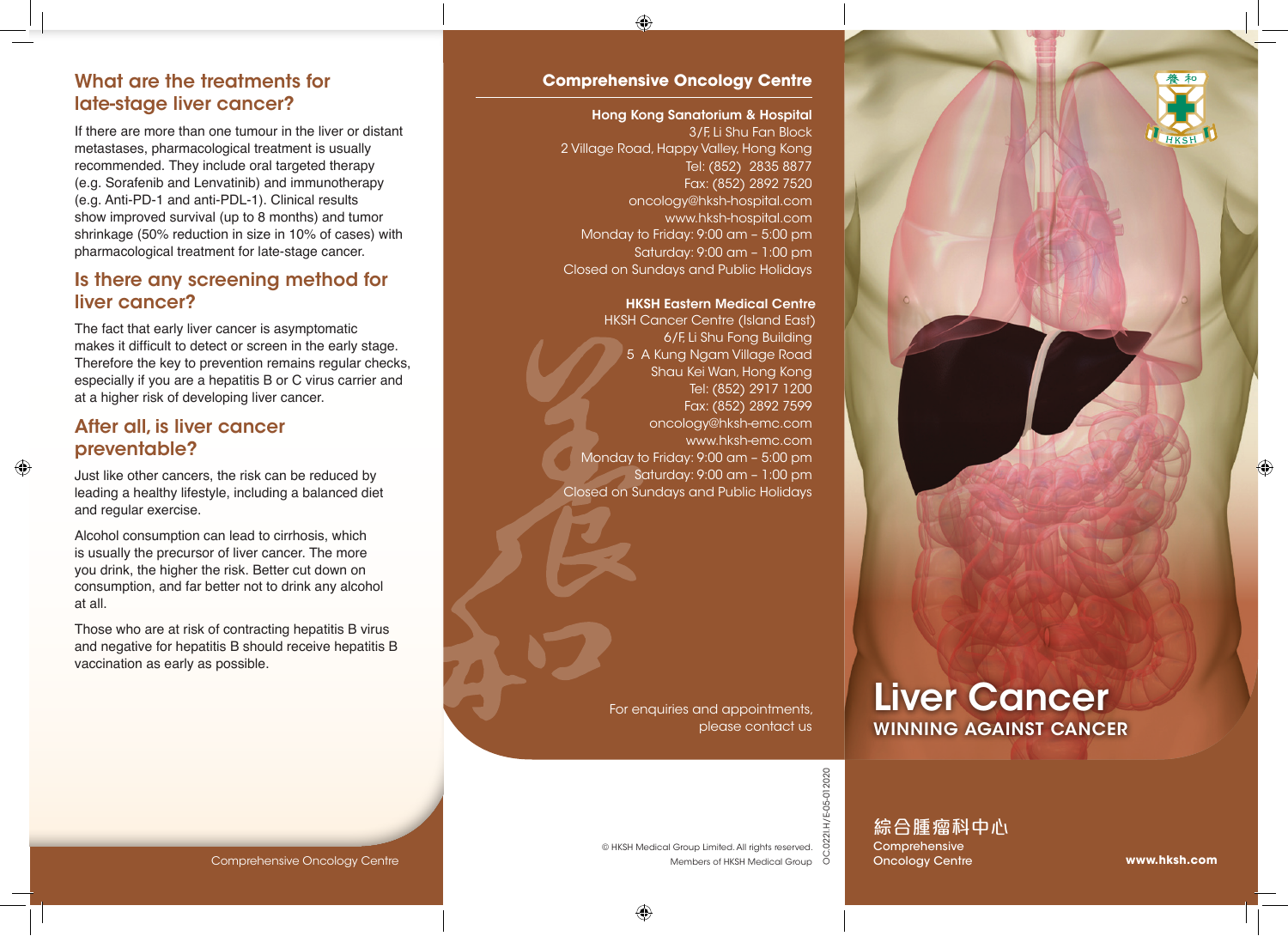## What are the treatments for late-stage liver cancer?

If there are more than one tumour in the liver or distant metastases, pharmacological treatment is usually recommended. They include oral targeted therapy (e.g. Sorafenib and Lenvatinib) and immunotherapy (e.g. Anti-PD-1 and anti-PDL-1). Clinical results show improved survival (up to 8 months) and tumor shrinkage (50% reduction in size in 10% of cases) with pharmacological treatment for late-stage cancer.

## Is there any screening method for liver cancer?

The fact that early liver cancer is asymptomatic makes it difficult to detect or screen in the early stage. Therefore the key to prevention remains regular checks, especially if you are a hepatitis B or C virus carrier and at a higher risk of developing liver cancer.

## After all, is liver cancer preventable?

Just like other cancers, the risk can be reduced by leading a healthy lifestyle, including a balanced diet and regular exercise.

Alcohol consumption can lead to cirrhosis, which is usually the precursor of liver cancer. The more you drink, the higher the risk. Better cut down on consumption, and far better not to drink any alcohol at all.

Those who are at risk of contracting hepatitis B virus and negative for hepatitis B should receive hepatitis B vaccination as early as possible.

Comprehensive Oncology Centre

## Comprehensive Oncology Centre

**Hong Kong Sanatorium & Hospital**
3/F, Li Shu Fan Block
2 Village Road, Happy Valley, Hong Kong
Tel: (852) 2835 8877
Fax: (852) 2892 7520
oncology@hksh-hospital.com
www.hksh-hospital.com
Monday to Friday: 9:00 am – 5:00 pm
Saturday: 9:00 am – 1:00 pm
Closed on Sundays and Public Holidays

**HKSH Eastern Medical Centre**
HKSH Cancer Centre (Island East)
6/F, Li Shu Fong Building
5 A Kung Ngam Village Road
Shau Kei Wan, Hong Kong
Tel: (852) 2917 1200
Fax: (852) 2892 7599
oncology@hksh-emc.com
www.hksh-emc.com
Monday to Friday: 9:00 am – 5:00 pm
Saturday: 9:00 am – 1:00 pm
Closed on Sundays and Public Holidays

For enquiries and appointments, please contact us

© HKSH Medical Group Limited. All rights reserved.
Members of HKSH Medical Group

OC.022I.H/E-05-012020

# Liver Cancer

## WINNING AGAINST CANCER

綜合腫瘤科中心
Comprehensive Oncology Centre

**www.hksh.com**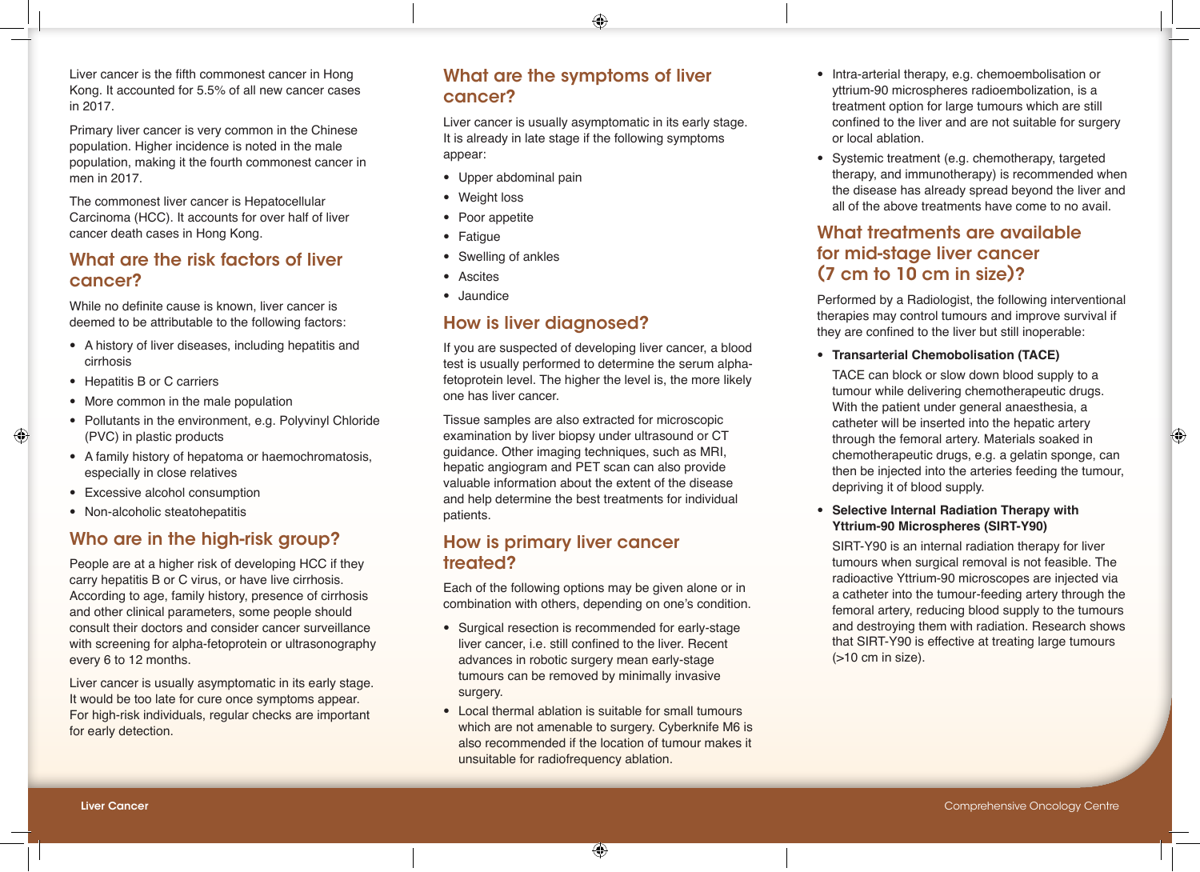Liver cancer is the fifth commonest cancer in Hong Kong. It accounted for 5.5% of all new cancer cases in 2017.

Primary liver cancer is very common in the Chinese population. Higher incidence is noted in the male population, making it the fourth commonest cancer in men in 2017.

The commonest liver cancer is Hepatocellular Carcinoma (HCC). It accounts for over half of liver cancer death cases in Hong Kong.

## What are the risk factors of liver cancer?

While no definite cause is known, liver cancer is deemed to be attributable to the following factors:

- A history of liver diseases, including hepatitis and cirrhosis
- Hepatitis B or C carriers
- More common in the male population
- Pollutants in the environment, e.g. Polyvinyl Chloride (PVC) in plastic products
- A family history of hepatoma or haemochromatosis, especially in close relatives
- Excessive alcohol consumption
- Non-alcoholic steatohepatitis

## Who are in the high-risk group?

People are at a higher risk of developing HCC if they carry hepatitis B or C virus, or have live cirrhosis. According to age, family history, presence of cirrhosis and other clinical parameters, some people should consult their doctors and consider cancer surveillance with screening for alpha-fetoprotein or ultrasonography every 6 to 12 months.

Liver cancer is usually asymptomatic in its early stage. It would be too late for cure once symptoms appear. For high-risk individuals, regular checks are important for early detection.

## What are the symptoms of liver cancer?

Liver cancer is usually asymptomatic in its early stage. It is already in late stage if the following symptoms appear:

- Upper abdominal pain
- Weight loss
- Poor appetite
- Fatigue
- Swelling of ankles
- Ascites
- Jaundice

## How is liver diagnosed?

If you are suspected of developing liver cancer, a blood test is usually performed to determine the serum alpha-fetoprotein level. The higher the level is, the more likely one has liver cancer.

Tissue samples are also extracted for microscopic examination by liver biopsy under ultrasound or CT guidance. Other imaging techniques, such as MRI, hepatic angiogram and PET scan can also provide valuable information about the extent of the disease and help determine the best treatments for individual patients.

## How is primary liver cancer treated?

Each of the following options may be given alone or in combination with others, depending on one's condition.

- Surgical resection is recommended for early-stage liver cancer, i.e. still confined to the liver. Recent advances in robotic surgery mean early-stage tumours can be removed by minimally invasive surgery.
- Local thermal ablation is suitable for small tumours which are not amenable to surgery. Cyberknife M6 is also recommended if the location of tumour makes it unsuitable for radiofrequency ablation.
- Intra-arterial therapy, e.g. chemoembolisation or yttrium-90 microspheres radioembolization, is a treatment option for large tumours which are still confined to the liver and are not suitable for surgery or local ablation.
- Systemic treatment (e.g. chemotherapy, targeted therapy, and immunotherapy) is recommended when the disease has already spread beyond the liver and all of the above treatments have come to no avail.

## What treatments are available for mid-stage liver cancer (7 cm to 10 cm in size)?

Performed by a Radiologist, the following interventional therapies may control tumours and improve survival if they are confined to the liver but still inoperable:

- **Transarterial Chemobolisation (TACE)**

  TACE can block or slow down blood supply to a tumour while delivering chemotherapeutic drugs. With the patient under general anaesthesia, a catheter will be inserted into the hepatic artery through the femoral artery. Materials soaked in chemotherapeutic drugs, e.g. a gelatin sponge, can then be injected into the arteries feeding the tumour, depriving it of blood supply.

- **Selective Internal Radiation Therapy with Yttrium-90 Microspheres (SIRT-Y90)**

  SIRT-Y90 is an internal radiation therapy for liver tumours when surgical removal is not feasible. The radioactive Yttrium-90 microscopes are injected via a catheter into the tumour-feeding artery through the femoral artery, reducing blood supply to the tumours and destroying them with radiation. Research shows that SIRT-Y90 is effective at treating large tumours (>10 cm in size).